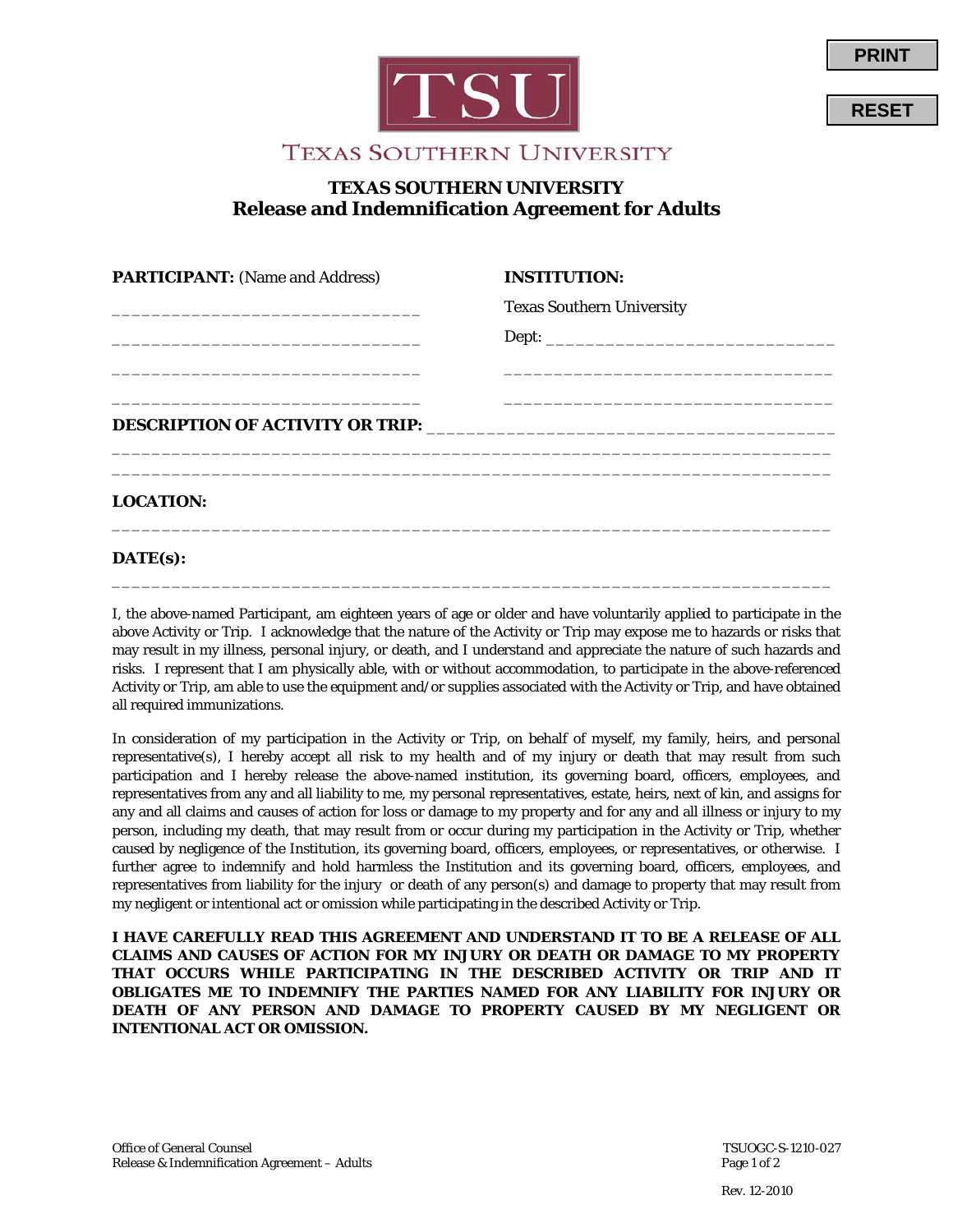PRINT

RESET

TSU

TEXAS SOUTHERN UNIVERSITY

# TEXAS SOUTHERN UNIVERSITY
## Release and Indemnification Agreement for Adults

**PARTICIPANT:** (Name and Address)

______________________________

______________________________

______________________________

______________________________

**INSTITUTION:**

Texas Southern University

Dept: ____________________________

________________________________

________________________________

**DESCRIPTION OF ACTIVITY OR TRIP:** ________________________________________

_______________________________________________________________________

_______________________________________________________________________

**LOCATION:**

_______________________________________________________________________

**DATE(s):**

_______________________________________________________________________

I, the above-named Participant, am eighteen years of age or older and have voluntarily applied to participate in the above Activity or Trip. I acknowledge that the nature of the Activity or Trip may expose me to hazards or risks that may result in my illness, personal injury, or death, and I understand and appreciate the nature of such hazards and risks. I represent that I am physically able, with or without accommodation, to participate in the above-referenced Activity or Trip, am able to use the equipment and/or supplies associated with the Activity or Trip, and have obtained all required immunizations.

In consideration of my participation in the Activity or Trip, on behalf of myself, my family, heirs, and personal representative(s), I hereby accept all risk to my health and of my injury or death that may result from such participation and I hereby release the above-named institution, its governing board, officers, employees, and representatives from any and all liability to me, my personal representatives, estate, heirs, next of kin, and assigns for any and all claims and causes of action for loss or damage to my property and for any and all illness or injury to my person, including my death, that may result from or occur during my participation in the Activity or Trip, whether caused by negligence of the Institution, its governing board, officers, employees, or representatives, or otherwise. I further agree to indemnify and hold harmless the Institution and its governing board, officers, employees, and representatives from liability for the injury or death of any person(s) and damage to property that may result from my negligent or intentional act or omission while participating in the described Activity or Trip.

**I HAVE CAREFULLY READ THIS AGREEMENT AND UNDERSTAND IT TO BE A RELEASE OF ALL CLAIMS AND CAUSES OF ACTION FOR MY INJURY OR DEATH OR DAMAGE TO MY PROPERTY THAT OCCURS WHILE PARTICIPATING IN THE DESCRIBED ACTIVITY OR TRIP AND IT OBLIGATES ME TO INDEMNIFY THE PARTIES NAMED FOR ANY LIABILITY FOR INJURY OR DEATH OF ANY PERSON AND DAMAGE TO PROPERTY CAUSED BY MY NEGLIGENT OR INTENTIONAL ACT OR OMISSION.**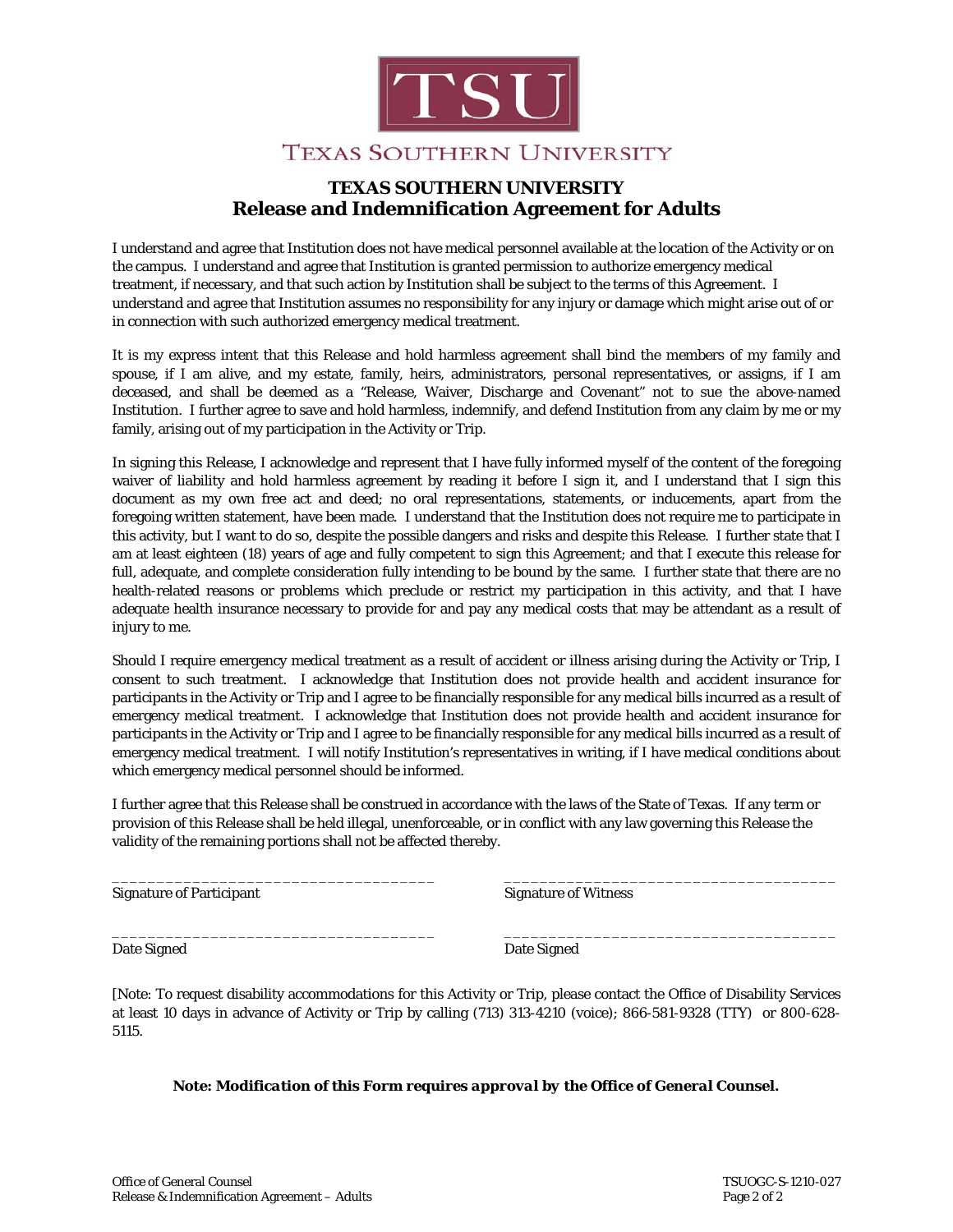TSU

TEXAS SOUTHERN UNIVERSITY

# TEXAS SOUTHERN UNIVERSITY
## Release and Indemnification Agreement for Adults

I understand and agree that Institution does not have medical personnel available at the location of the Activity or on the campus. I understand and agree that Institution is granted permission to authorize emergency medical treatment, if necessary, and that such action by Institution shall be subject to the terms of this Agreement. I understand and agree that Institution assumes no responsibility for any injury or damage which might arise out of or in connection with such authorized emergency medical treatment.

It is my express intent that this Release and hold harmless agreement shall bind the members of my family and spouse, if I am alive, and my estate, family, heirs, administrators, personal representatives, or assigns, if I am deceased, and shall be deemed as a "Release, Waiver, Discharge and Covenant" not to sue the above-named Institution. I further agree to save and hold harmless, indemnify, and defend Institution from any claim by me or my family, arising out of my participation in the Activity or Trip.

In signing this Release, I acknowledge and represent that I have fully informed myself of the content of the foregoing waiver of liability and hold harmless agreement by reading it before I sign it, and I understand that I sign this document as my own free act and deed; no oral representations, statements, or inducements, apart from the foregoing written statement, have been made. I understand that the Institution does not require me to participate in this activity, but I want to do so, despite the possible dangers and risks and despite this Release. I further state that I am at least eighteen (18) years of age and fully competent to sign this Agreement; and that I execute this release for full, adequate, and complete consideration fully intending to be bound by the same. I further state that there are no health-related reasons or problems which preclude or restrict my participation in this activity, and that I have adequate health insurance necessary to provide for and pay any medical costs that may be attendant as a result of injury to me.

Should I require emergency medical treatment as a result of accident or illness arising during the Activity or Trip, I consent to such treatment. I acknowledge that Institution does not provide health and accident insurance for participants in the Activity or Trip and I agree to be financially responsible for any medical bills incurred as a result of emergency medical treatment. I acknowledge that Institution does not provide health and accident insurance for participants in the Activity or Trip and I agree to be financially responsible for any medical bills incurred as a result of emergency medical treatment. I will notify Institution's representatives in writing, if I have medical conditions about which emergency medical personnel should be informed.

I further agree that this Release shall be construed in accordance with the laws of the State of Texas. If any term or provision of this Release shall be held illegal, unenforceable, or in conflict with any law governing this Release the validity of the remaining portions shall not be affected thereby.

___________________________________ Signature of Participant

___________________________________ Signature of Witness

___________________________________ Date Signed

___________________________________ Date Signed

[Note: To request disability accommodations for this Activity or Trip, please contact the Office of Disability Services at least 10 days in advance of Activity or Trip by calling (713) 313-4210 (voice); 866-581-9328 (TTY) or 800-628-5115.

***Note: Modification of this Form requires approval by the Office of General Counsel.***

Office of General Counsel
Release & Indemnification Agreement – Adults

TSUOGC-S-1210-027